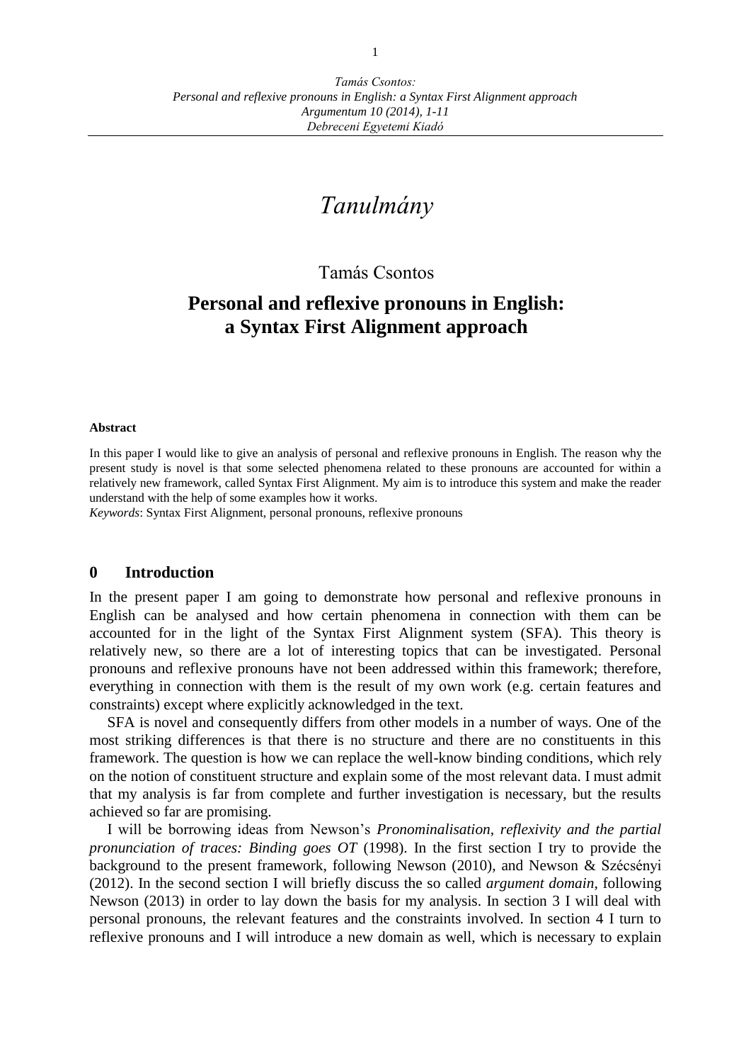# *Tanulmány*

Tamás Csontos

## Personal and reflexive pronouns in English: a Syntax First Alignment approach

**Abstract**

In this paper I would like to give an analysis of personal and reflexive pronouns in English. The reason why the present study is novel is that some selected phenomena related to these pronouns are accounted for within a relatively new framework, called Syntax First Alignment. My aim is to introduce this system and make the reader understand with the help of some examples how it works.

*Keywords*: Syntax First Alignment, personal pronouns, reflexive pronouns

## 0 Introduction

In the present paper I am going to demonstrate how personal and reflexive pronouns in English can be analysed and how certain phenomena in connection with them can be accounted for in the light of the Syntax First Alignment system (SFA). This theory is relatively new, so there are a lot of interesting topics that can be investigated. Personal pronouns and reflexive pronouns have not been addressed within this framework; therefore, everything in connection with them is the result of my own work (e.g. certain features and constraints) except where explicitly acknowledged in the text.

SFA is novel and consequently differs from other models in a number of ways. One of the most striking differences is that there is no structure and there are no constituents in this framework. The question is how we can replace the well-know binding conditions, which rely on the notion of constituent structure and explain some of the most relevant data. I must admit that my analysis is far from complete and further investigation is necessary, but the results achieved so far are promising.

I will be borrowing ideas from Newson's *Pronominalisation, reflexivity and the partial pronunciation of traces: Binding goes OT* (1998). In the first section I try to provide the background to the present framework, following Newson (2010), and Newson & Szécsényi (2012). In the second section I will briefly discuss the so called *argument domain*, following Newson (2013) in order to lay down the basis for my analysis. In section 3 I will deal with personal pronouns, the relevant features and the constraints involved. In section 4 I turn to reflexive pronouns and I will introduce a new domain as well, which is necessary to explain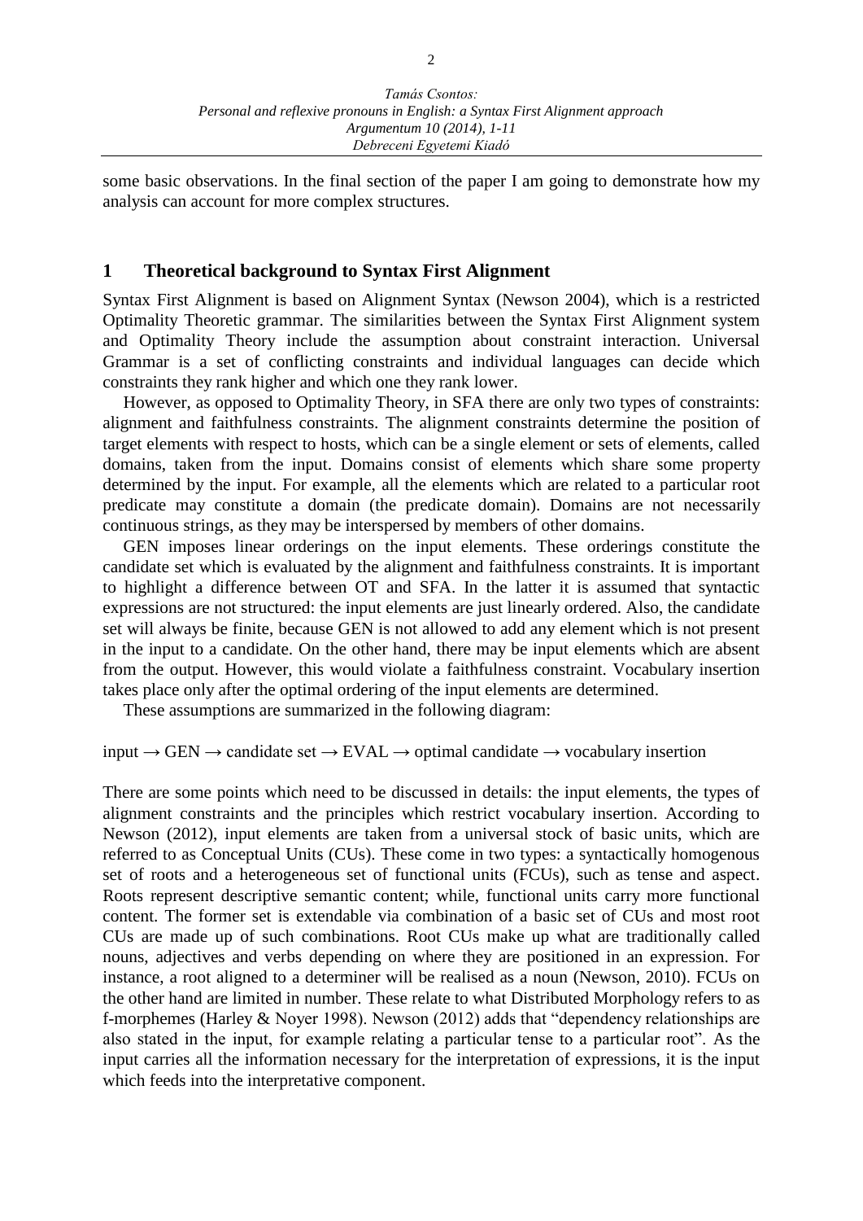some basic observations. In the final section of the paper I am going to demonstrate how my analysis can account for more complex structures.

## 1 Theoretical background to Syntax First Alignment

Syntax First Alignment is based on Alignment Syntax (Newson 2004), which is a restricted Optimality Theoretic grammar. The similarities between the Syntax First Alignment system and Optimality Theory include the assumption about constraint interaction. Universal Grammar is a set of conflicting constraints and individual languages can decide which constraints they rank higher and which one they rank lower.

However, as opposed to Optimality Theory, in SFA there are only two types of constraints: alignment and faithfulness constraints. The alignment constraints determine the position of target elements with respect to hosts, which can be a single element or sets of elements, called domains, taken from the input. Domains consist of elements which share some property determined by the input. For example, all the elements which are related to a particular root predicate may constitute a domain (the predicate domain). Domains are not necessarily continuous strings, as they may be interspersed by members of other domains.

GEN imposes linear orderings on the input elements. These orderings constitute the candidate set which is evaluated by the alignment and faithfulness constraints. It is important to highlight a difference between OT and SFA. In the latter it is assumed that syntactic expressions are not structured: the input elements are just linearly ordered. Also, the candidate set will always be finite, because GEN is not allowed to add any element which is not present in the input to a candidate. On the other hand, there may be input elements which are absent from the output. However, this would violate a faithfulness constraint. Vocabulary insertion takes place only after the optimal ordering of the input elements are determined.

These assumptions are summarized in the following diagram:

input → GEN → candidate set → EVAL → optimal candidate → vocabulary insertion

There are some points which need to be discussed in details: the input elements, the types of alignment constraints and the principles which restrict vocabulary insertion. According to Newson (2012), input elements are taken from a universal stock of basic units, which are referred to as Conceptual Units (CUs). These come in two types: a syntactically homogenous set of roots and a heterogeneous set of functional units (FCUs), such as tense and aspect. Roots represent descriptive semantic content; while, functional units carry more functional content. The former set is extendable via combination of a basic set of CUs and most root CUs are made up of such combinations. Root CUs make up what are traditionally called nouns, adjectives and verbs depending on where they are positioned in an expression. For instance, a root aligned to a determiner will be realised as a noun (Newson, 2010). FCUs on the other hand are limited in number. These relate to what Distributed Morphology refers to as f-morphemes (Harley & Noyer 1998). Newson (2012) adds that "dependency relationships are also stated in the input, for example relating a particular tense to a particular root". As the input carries all the information necessary for the interpretation of expressions, it is the input which feeds into the interpretative component.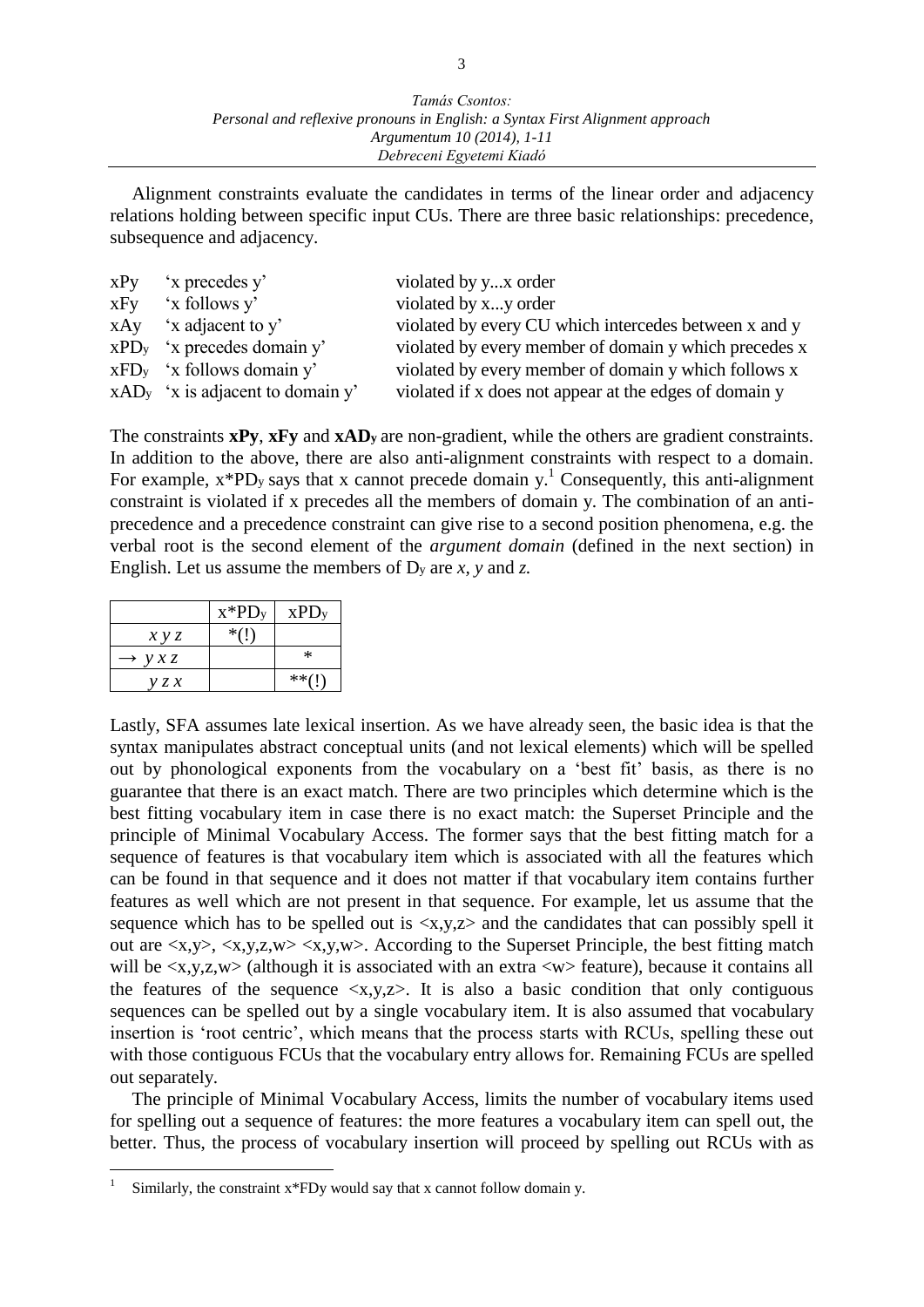Alignment constraints evaluate the candidates in terms of the linear order and adjacency relations holding between specific input CUs. There are three basic relationships: precedence, subsequence and adjacency.

| | | |
|---|---|---|
| xPy | 'x precedes y' | violated by y...x order |
| xFy | 'x follows y' | violated by x...y order |
| xAy | 'x adjacent to y' | violated by every CU which intercedes between x and y |
| $xPD_y$ | 'x precedes domain y' | violated by every member of domain y which precedes x |
| $xFD_y$ | 'x follows domain y' | violated by every member of domain y which follows x |
| $xAD_y$ | 'x is adjacent to domain y' | violated if x does not appear at the edges of domain y |

The constraints **xPy**, **xFy** and $\mathbf{xAD_y}$ are non-gradient, while the others are gradient constraints. In addition to the above, there are also anti-alignment constraints with respect to a domain. For example, $x{*}PD_y$ says that x cannot precede domain y.[1] Consequently, this anti-alignment constraint is violated if x precedes all the members of domain y. The combination of an anti-precedence and a precedence constraint can give rise to a second position phenomena, e.g. the verbal root is the second element of the *argument domain* (defined in the next section) in English. Let us assume the members of $D_y$ are *x, y* and *z.*

| | $x{*}PD_y$ | $xPD_y$ |
|---|---|---|
| *x y z* | *(!) | |
| → *y x z* | | * |
| *y z x* | | **(!) |

Lastly, SFA assumes late lexical insertion. As we have already seen, the basic idea is that the syntax manipulates abstract conceptual units (and not lexical elements) which will be spelled out by phonological exponents from the vocabulary on a 'best fit' basis, as there is no guarantee that there is an exact match. There are two principles which determine which is the best fitting vocabulary item in case there is no exact match: the Superset Principle and the principle of Minimal Vocabulary Access. The former says that the best fitting match for a sequence of features is that vocabulary item which is associated with all the features which can be found in that sequence and it does not matter if that vocabulary item contains further features as well which are not present in that sequence. For example, let us assume that the sequence which has to be spelled out is <x,y,z> and the candidates that can possibly spell it out are <x,y>, <x,y,z,w> <x,y,w>. According to the Superset Principle, the best fitting match will be <x,y,z,w> (although it is associated with an extra <w> feature), because it contains all the features of the sequence <x,y,z>. It is also a basic condition that only contiguous sequences can be spelled out by a single vocabulary item. It is also assumed that vocabulary insertion is 'root centric', which means that the process starts with RCUs, spelling these out with those contiguous FCUs that the vocabulary entry allows for. Remaining FCUs are spelled out separately.

The principle of Minimal Vocabulary Access, limits the number of vocabulary items used for spelling out a sequence of features: the more features a vocabulary item can spell out, the better. Thus, the process of vocabulary insertion will proceed by spelling out RCUs with as

[1] Similarly, the constraint x*FDy would say that x cannot follow domain y.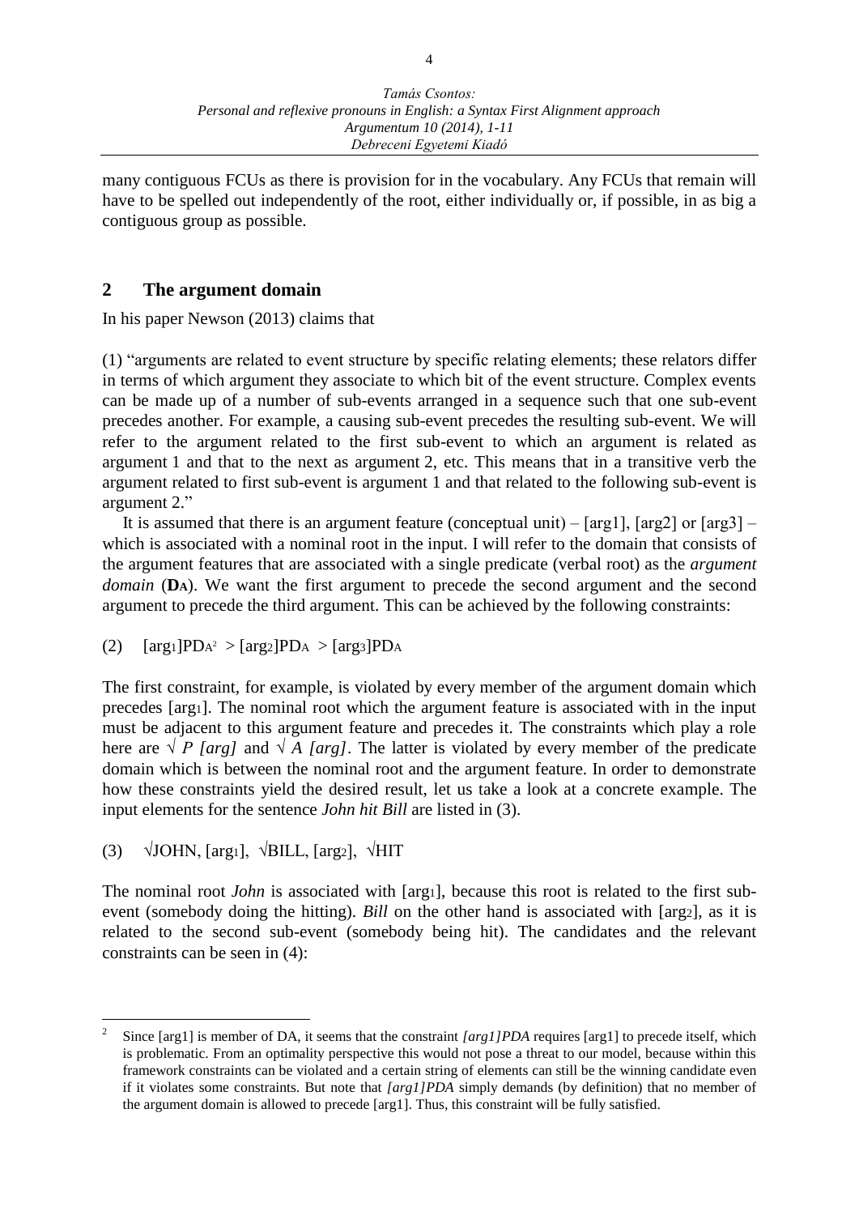many contiguous FCUs as there is provision for in the vocabulary. Any FCUs that remain will have to be spelled out independently of the root, either individually or, if possible, in as big a contiguous group as possible.

## 2 The argument domain

In his paper Newson (2013) claims that

(1) "arguments are related to event structure by specific relating elements; these relators differ in terms of which argument they associate to which bit of the event structure. Complex events can be made up of a number of sub-events arranged in a sequence such that one sub-event precedes another. For example, a causing sub-event precedes the resulting sub-event. We will refer to the argument related to the first sub-event to which an argument is related as argument 1 and that to the next as argument 2, etc. This means that in a transitive verb the argument related to first sub-event is argument 1 and that related to the following sub-event is argument 2."

It is assumed that there is an argument feature (conceptual unit) – [arg1], [arg2] or [arg3] – which is associated with a nominal root in the input. I will refer to the domain that consists of the argument features that are associated with a single predicate (verbal root) as the *argument domain* (**D**$_A$). We want the first argument to precede the second argument and the second argument to precede the third argument. This can be achieved by the following constraints:

(2) $[arg_1]PD_A$[2] $> [arg_2]PD_A > [arg_3]PD_A$

The first constraint, for example, is violated by every member of the argument domain which precedes $[arg_1]$. The nominal root which the argument feature is associated with in the input must be adjacent to this argument feature and precedes it. The constraints which play a role here are *√ P [arg]* and *√ A [arg]*. The latter is violated by every member of the predicate domain which is between the nominal root and the argument feature. In order to demonstrate how these constraints yield the desired result, let us take a look at a concrete example. The input elements for the sentence *John hit Bill* are listed in (3).

(3) √JOHN, $[arg_1]$, √BILL, $[arg_2]$, √HIT

The nominal root *John* is associated with $[arg_1]$, because this root is related to the first sub-event (somebody doing the hitting). *Bill* on the other hand is associated with $[arg_2]$, as it is related to the second sub-event (somebody being hit). The candidates and the relevant constraints can be seen in (4):

---

[2] Since [arg1] is member of DA, it seems that the constraint *[arg1]PDA* requires [arg1] to precede itself, which is problematic. From an optimality perspective this would not pose a threat to our model, because within this framework constraints can be violated and a certain string of elements can still be the winning candidate even if it violates some constraints. But note that *[arg1]PDA* simply demands (by definition) that no member of the argument domain is allowed to precede [arg1]. Thus, this constraint will be fully satisfied.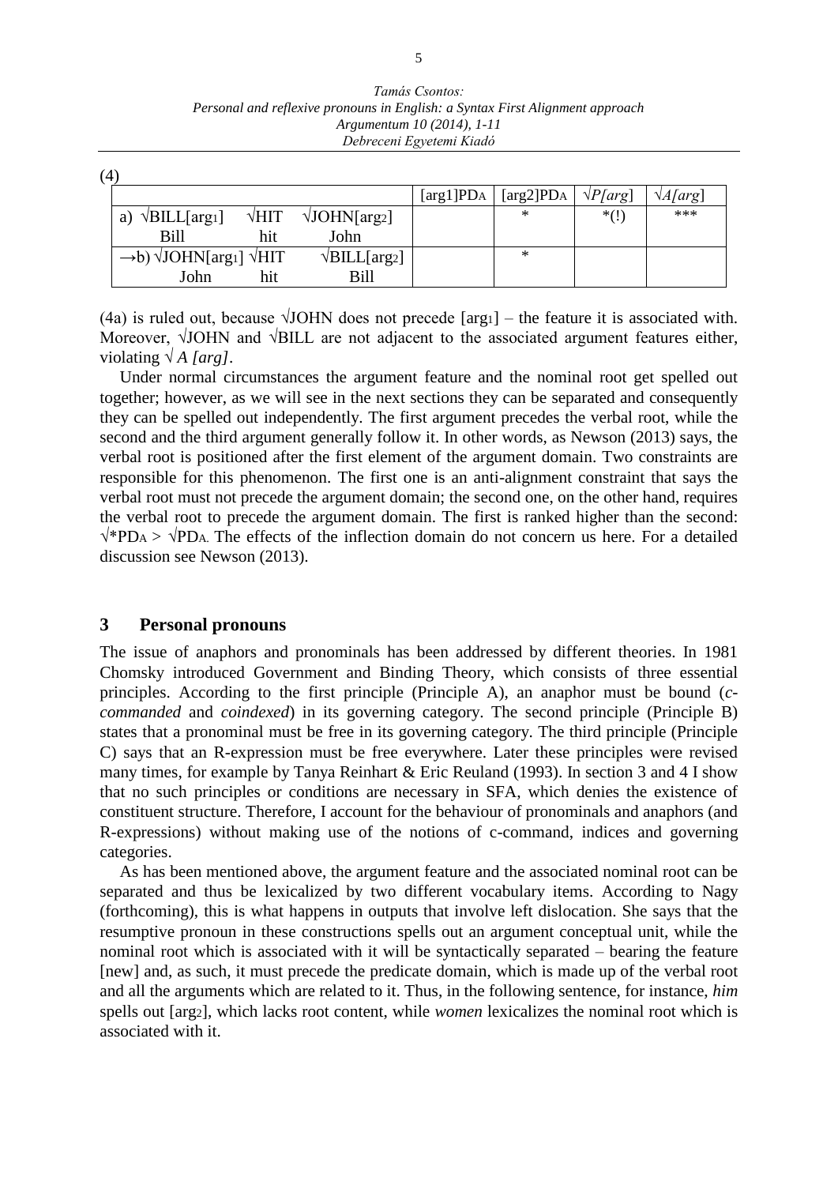(4)

| | [arg1]PDA | [arg2]PDA | √P[arg] | √A[arg] |
|---|---|---|---|---|
| a) √BILL[arg1] √HIT √JOHN[arg2]<br>Bill hit John | | * | *(!) | *** |
| →b) √JOHN[arg1] √HIT √BILL[arg2]<br>John hit Bill | | * | | |

(4a) is ruled out, because √JOHN does not precede [arg1] – the feature it is associated with. Moreover, √JOHN and √BILL are not adjacent to the associated argument features either, violating *√ A [arg]*.

Under normal circumstances the argument feature and the nominal root get spelled out together; however, as we will see in the next sections they can be separated and consequently they can be spelled out independently. The first argument precedes the verbal root, while the second and the third argument generally follow it. In other words, as Newson (2013) says, the verbal root is positioned after the first element of the argument domain. Two constraints are responsible for this phenomenon. The first one is an anti-alignment constraint that says the verbal root must not precede the argument domain; the second one, on the other hand, requires the verbal root to precede the argument domain. The first is ranked higher than the second: √*PDA > √PDA. The effects of the inflection domain do not concern us here. For a detailed discussion see Newson (2013).

## 3 Personal pronouns

The issue of anaphors and pronominals has been addressed by different theories. In 1981 Chomsky introduced Government and Binding Theory, which consists of three essential principles. According to the first principle (Principle A), an anaphor must be bound (*c-commanded* and *coindexed*) in its governing category. The second principle (Principle B) states that a pronominal must be free in its governing category. The third principle (Principle C) says that an R-expression must be free everywhere. Later these principles were revised many times, for example by Tanya Reinhart & Eric Reuland (1993). In section 3 and 4 I show that no such principles or conditions are necessary in SFA, which denies the existence of constituent structure. Therefore, I account for the behaviour of pronominals and anaphors (and R-expressions) without making use of the notions of c-command, indices and governing categories.

As has been mentioned above, the argument feature and the associated nominal root can be separated and thus be lexicalized by two different vocabulary items. According to Nagy (forthcoming), this is what happens in outputs that involve left dislocation. She says that the resumptive pronoun in these constructions spells out an argument conceptual unit, while the nominal root which is associated with it will be syntactically separated – bearing the feature [new] and, as such, it must precede the predicate domain, which is made up of the verbal root and all the arguments which are related to it. Thus, in the following sentence, for instance, *him* spells out [arg2], which lacks root content, while *women* lexicalizes the nominal root which is associated with it.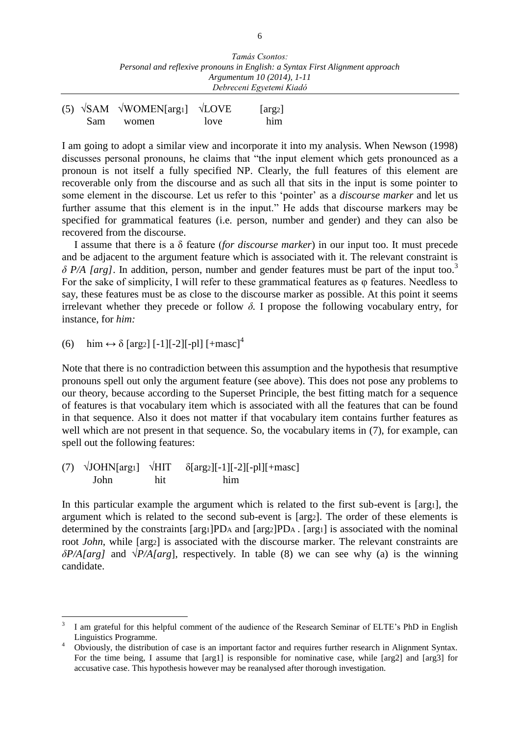(5) √SAM √WOMEN[$arg_1$] √LOVE [$arg_2$]
Sam women love him

I am going to adopt a similar view and incorporate it into my analysis. When Newson (1998) discusses personal pronouns, he claims that "the input element which gets pronounced as a pronoun is not itself a fully specified NP. Clearly, the full features of this element are recoverable only from the discourse and as such all that sits in the input is some pointer to some element in the discourse. Let us refer to this 'pointer' as a *discourse marker* and let us further assume that this element is in the input." He adds that discourse markers may be specified for grammatical features (i.e. person, number and gender) and they can also be recovered from the discourse.

I assume that there is a δ feature (*for discourse marker*) in our input too. It must precede and be adjacent to the argument feature which is associated with it. The relevant constraint is *δ P/A [arg]*. In addition, person, number and gender features must be part of the input too.[3] For the sake of simplicity, I will refer to these grammatical features as φ features. Needless to say, these features must be as close to the discourse marker as possible. At this point it seems irrelevant whether they precede or follow *δ.* I propose the following vocabulary entry, for instance, for *him:*

(6) him ↔ δ [$arg_2$] [-1][-2][-pl] [+masc][4]

Note that there is no contradiction between this assumption and the hypothesis that resumptive pronouns spell out only the argument feature (see above). This does not pose any problems to our theory, because according to the Superset Principle, the best fitting match for a sequence of features is that vocabulary item which is associated with all the features that can be found in that sequence. Also it does not matter if that vocabulary item contains further features as well which are not present in that sequence. So, the vocabulary items in (7), for example, can spell out the following features:

(7) √JOHN[$arg_1$] √HIT δ[$arg_2$][-1][-2][-pl][+masc]
John hit him

In this particular example the argument which is related to the first sub-event is [$arg_1$], the argument which is related to the second sub-event is [$arg_2$]. The order of these elements is determined by the constraints [$arg_1$]$PD_A$ and [$arg_2$]$PD_A$ . [$arg_1$] is associated with the nominal root *John*, while [$arg_2$] is associated with the discourse marker. The relevant constraints are *δP/A[arg]* and *√P/A[arg*], respectively. In table (8) we can see why (a) is the winning candidate.

---

[3] I am grateful for this helpful comment of the audience of the Research Seminar of ELTE's PhD in English Linguistics Programme.

[4] Obviously, the distribution of case is an important factor and requires further research in Alignment Syntax. For the time being, I assume that [arg1] is responsible for nominative case, while [arg2] and [arg3] for accusative case. This hypothesis however may be reanalysed after thorough investigation.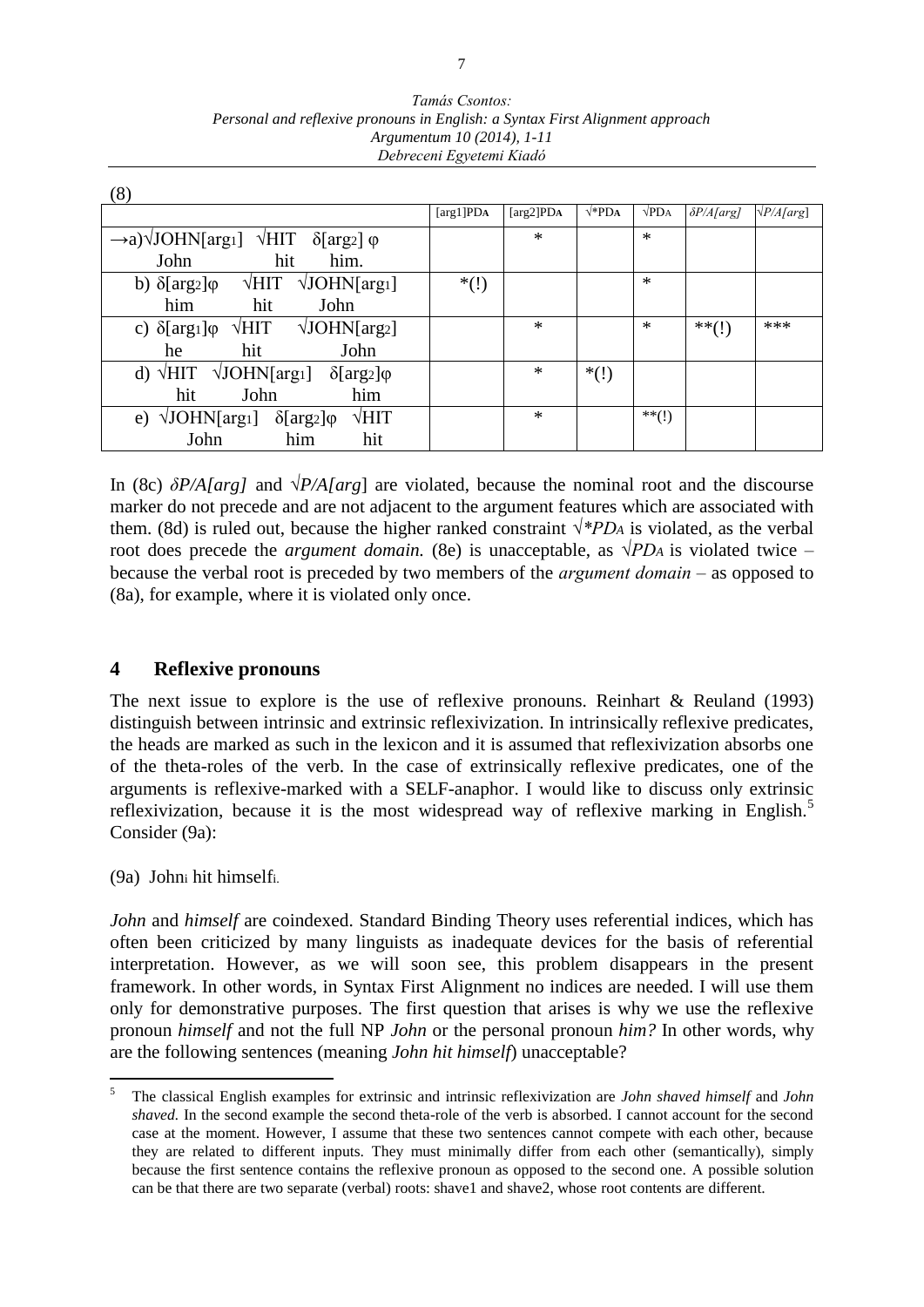(8)

| | $[arg1]PD_A$ | $[arg2]PD_A$ | $\sqrt{}*PD_A$ | $\sqrt{}PD_A$ | $\delta P/A[arg]$ | $\sqrt{}P/A[arg]$ |
|---|---|---|---|---|---|---|
| →a) √JOHN[$arg_1$] √HIT δ[$arg_2$] φ<br>John hit him. | | * | | * | | |
| b) δ[$arg_2$]φ √HIT √JOHN[$arg_1$]<br>him hit John | *(!) | | | * | | |
| c) δ[$arg_1$]φ √HIT √JOHN[$arg_2$]<br>he hit John | | * | | * | **(!) | *** |
| d) √HIT √JOHN[$arg_1$] δ[$arg_2$]φ<br>hit John him | | * | *(!) | | | |
| e) √JOHN[$arg_1$] δ[$arg_2$]φ √HIT<br>John him hit | | * | | **(!) | | |

In (8c) *δP/A[arg]* and *√P/A[arg]* are violated, because the nominal root and the discourse marker do not precede and are not adjacent to the argument features which are associated with them. (8d) is ruled out, because the higher ranked constraint *√*PD*$_A$ is violated, as the verbal root does precede the *argument domain.* (8e) is unacceptable, as *√PD*$_A$ is violated twice – because the verbal root is preceded by two members of the *argument domain* – as opposed to (8a), for example, where it is violated only once.

## 4 Reflexive pronouns

The next issue to explore is the use of reflexive pronouns. Reinhart & Reuland (1993) distinguish between intrinsic and extrinsic reflexivization. In intrinsically reflexive predicates, the heads are marked as such in the lexicon and it is assumed that reflexivization absorbs one of the theta-roles of the verb. In the case of extrinsically reflexive predicates, one of the arguments is reflexive-marked with a SELF-anaphor. I would like to discuss only extrinsic reflexivization, because it is the most widespread way of reflexive marking in English.[5] Consider (9a):

(9a) John$_i$ hit himself$_i$.

*John* and *himself* are coindexed. Standard Binding Theory uses referential indices, which has often been criticized by many linguists as inadequate devices for the basis of referential interpretation. However, as we will soon see, this problem disappears in the present framework. In other words, in Syntax First Alignment no indices are needed. I will use them only for demonstrative purposes. The first question that arises is why we use the reflexive pronoun *himself* and not the full NP *John* or the personal pronoun *him?* In other words, why are the following sentences (meaning *John hit himself*) unacceptable?

---

[5] The classical English examples for extrinsic and intrinsic reflexivization are *John shaved himself* and *John shaved.* In the second example the second theta-role of the verb is absorbed. I cannot account for the second case at the moment. However, I assume that these two sentences cannot compete with each other, because they are related to different inputs. They must minimally differ from each other (semantically), simply because the first sentence contains the reflexive pronoun as opposed to the second one. A possible solution can be that there are two separate (verbal) roots: shave1 and shave2, whose root contents are different.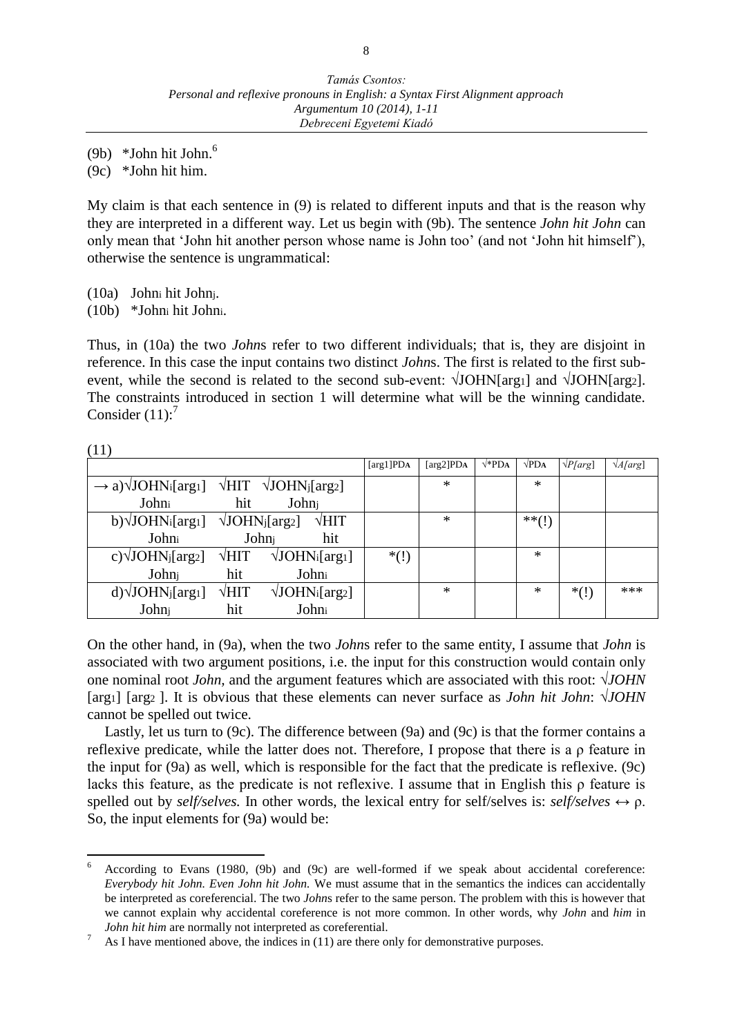(9b) *John hit John.[6]

(9c) *John hit him.

My claim is that each sentence in (9) is related to different inputs and that is the reason why they are interpreted in a different way. Let us begin with (9b). The sentence *John hit John* can only mean that 'John hit another person whose name is John too' (and not 'John hit himself'), otherwise the sentence is ungrammatical:

(10a) $\text{John}_i$ hit $\text{John}_j$.

(10b) *$\text{John}_i$ hit $\text{John}_i$.

Thus, in (10a) the two *John*s refer to two different individuals; that is, they are disjoint in reference. In this case the input contains two distinct *John*s. The first is related to the first sub-event, while the second is related to the second sub-event: √JOHN[$\text{arg}_1$] and √JOHN[$\text{arg}_2$]. The constraints introduced in section 1 will determine what will be the winning candidate. Consider (11):[7]

(11)

| | [arg1]PDA | [arg2]PDA | √*PDA | √PDA | √*P[arg]* | √*A[arg]* |
|---|---|---|---|---|---|---|
| → a)√$\text{JOHN}_i$[$\text{arg}_1$] √HIT √$\text{JOHN}_j$[$\text{arg}_2$] <br> $\text{John}_i$ hit $\text{John}_j$ | | * | | * | | |
| b)√$\text{JOHN}_i$[$\text{arg}_1$] √$\text{JOHN}_j$[$\text{arg}_2$] √HIT <br> $\text{John}_i$ $\text{John}_j$ hit | | * | | **(!) | | |
| c)√$\text{JOHN}_j$[$\text{arg}_2$] √HIT √$\text{JOHN}_i$[$\text{arg}_1$] <br> $\text{John}_j$ hit $\text{John}_i$ | *(!) | | | * | | |
| d)√$\text{JOHN}_j$[$\text{arg}_1$] √HIT √$\text{JOHN}_i$[$\text{arg}_2$] <br> $\text{John}_j$ hit $\text{John}_i$ | | * | | * | *(!) | *** |

On the other hand, in (9a), when the two *John*s refer to the same entity, I assume that *John* is associated with two argument positions, i.e. the input for this construction would contain only one nominal root *John,* and the argument features which are associated with this root: *√JOHN* [$\text{arg}_1$] [$\text{arg}_2$ ]. It is obvious that these elements can never surface as *John hit John*: *√JOHN* cannot be spelled out twice.

Lastly, let us turn to (9c). The difference between (9a) and (9c) is that the former contains a reflexive predicate, while the latter does not. Therefore, I propose that there is a ρ feature in the input for (9a) as well, which is responsible for the fact that the predicate is reflexive. (9c) lacks this feature, as the predicate is not reflexive. I assume that in English this ρ feature is spelled out by *self/selves.* In other words, the lexical entry for self/selves is: *self/selves* ↔ ρ. So, the input elements for (9a) would be:

---

[6] According to Evans (1980, (9b) and (9c) are well-formed if we speak about accidental coreference: *Everybody hit John. Even John hit John.* We must assume that in the semantics the indices can accidentally be interpreted as coreferencial. The two *John*s refer to the same person. The problem with this is however that we cannot explain why accidental coreference is not more common. In other words, why *John* and *him* in *John hit him* are normally not interpreted as coreferential.

[7] As I have mentioned above, the indices in (11) are there only for demonstrative purposes.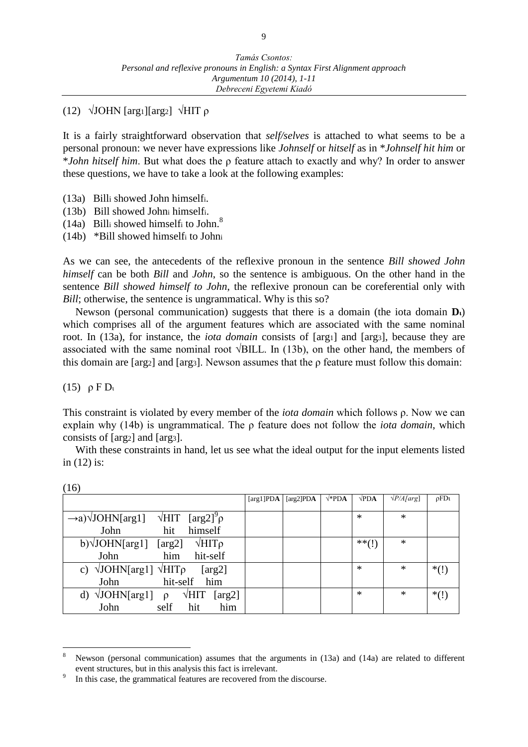(12) √JOHN [arg1][arg2] √HIT ρ

It is a fairly straightforward observation that *self/selves* is attached to what seems to be a personal pronoun: we never have expressions like *Johnself* or *hitself* as in *\*Johnself hit him* or *\*John hitself him*. But what does the ρ feature attach to exactly and why? In order to answer these questions, we have to take a look at the following examples:

(13a) Bill$_i$ showed John himself$_i$.
(13b) Bill showed John$_i$ himself$_i$.
(14a) Bill$_i$ showed himself$_i$ to John.[8]
(14b) *Bill showed himself$_i$ to John$_i$

As we can see, the antecedents of the reflexive pronoun in the sentence *Bill showed John himself* can be both *Bill* and *John*, so the sentence is ambiguous. On the other hand in the sentence *Bill showed himself to John*, the reflexive pronoun can be coreferential only with *Bill*; otherwise, the sentence is ungrammatical. Why is this so?

Newson (personal communication) suggests that there is a domain (the iota domain $\mathbf{D}_\iota$) which comprises all of the argument features which are associated with the same nominal root. In (13a), for instance, the *iota domain* consists of [arg1] and [arg3], because they are associated with the same nominal root √BILL. In (13b), on the other hand, the members of this domain are [arg2] and [arg3]. Newson assumes that the ρ feature must follow this domain:

(15) ρ F $D_\iota$

This constraint is violated by every member of the *iota domain* which follows ρ. Now we can explain why (14b) is ungrammatical. The ρ feature does not follow the *iota domain*, which consists of [arg2] and [arg3].

With these constraints in hand, let us see what the ideal output for the input elements listed in (12) is:

(16)

| | [arg1]PD**A** | [arg2]PD**A** | √*PD**A** | √PD**A** | √*P/A[arg]* | ρF$D_\iota$ |
|---|---|---|---|---|---|---|
| →a) √JOHN[arg1] √HIT [arg2][9]ρ<br>John hit himself | | | | * | * | |
| b) √JOHN[arg1] [arg2] √HITρ<br>John him hit-self | | | | **(!) | * | |
| c) √JOHN[arg1] √HITρ [arg2]<br>John hit-self him | | | | * | * | *(!) |
| d) √JOHN[arg1] ρ √HIT [arg2]<br>John self hit him | | | | * | * | *(!) |

---

8 Newson (personal communication) assumes that the arguments in (13a) and (14a) are related to different event structures, but in this analysis this fact is irrelevant.

9 In this case, the grammatical features are recovered from the discourse.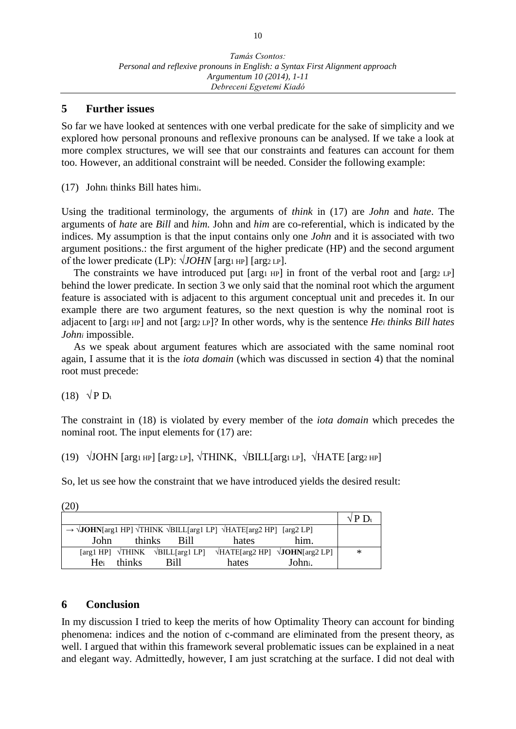## 5 Further issues

So far we have looked at sentences with one verbal predicate for the sake of simplicity and we explored how personal pronouns and reflexive pronouns can be analysed. If we take a look at more complex structures, we will see that our constraints and features can account for them too. However, an additional constraint will be needed. Consider the following example:

(17) John$_i$ thinks Bill hates him$_i$.

Using the traditional terminology, the arguments of *think* in (17) are *John* and *hate*. The arguments of *hate* are *Bill* and *him.* John and *him* are co-referential, which is indicated by the indices. My assumption is that the input contains only one *John* and it is associated with two argument positions.: the first argument of the higher predicate (HP) and the second argument of the lower predicate (LP): √*JOHN* [arg$_{1\ HP}$] [arg$_{2\ LP}$].

The constraints we have introduced put [arg$_{1\ HP}$] in front of the verbal root and [arg$_{2\ LP}$] behind the lower predicate. In section 3 we only said that the nominal root which the argument feature is associated with is adjacent to this argument conceptual unit and precedes it. In our example there are two argument features, so the next question is why the nominal root is adjacent to [arg$_{1\ HP}$] and not [arg$_{2\ LP}$]? In other words, why is the sentence *He$_i$ thinks Bill hates John$_i$* impossible.

As we speak about argument features which are associated with the same nominal root again, I assume that it is the *iota domain* (which was discussed in section 4) that the nominal root must precede:

(18) √ P D$_\iota$

The constraint in (18) is violated by every member of the *iota domain* which precedes the nominal root. The input elements for (17) are:

(19) √JOHN [arg$_{1\ HP}$] [arg$_{2\ LP}$], √THINK, √BILL[arg$_{1\ LP}$], √HATE [arg$_{2\ HP}$]

So, let us see how the constraint that we have introduced yields the desired result:

(20)

| | √ P D$_\iota$ |
|---|---|
| → √**JOHN**[arg1 HP] √THINK √BILL[arg1 LP] √HATE[arg2 HP] [arg2 LP]<br>John thinks Bill hates him. | |
| [arg1 HP] √THINK √BILL[arg1 LP] √HATE[arg2 HP] √**JOHN**[arg2 LP]<br>He$_i$ thinks Bill hates John$_i$. | * |

## 6 Conclusion

In my discussion I tried to keep the merits of how Optimality Theory can account for binding phenomena: indices and the notion of c-command are eliminated from the present theory, as well. I argued that within this framework several problematic issues can be explained in a neat and elegant way. Admittedly, however, I am just scratching at the surface. I did not deal with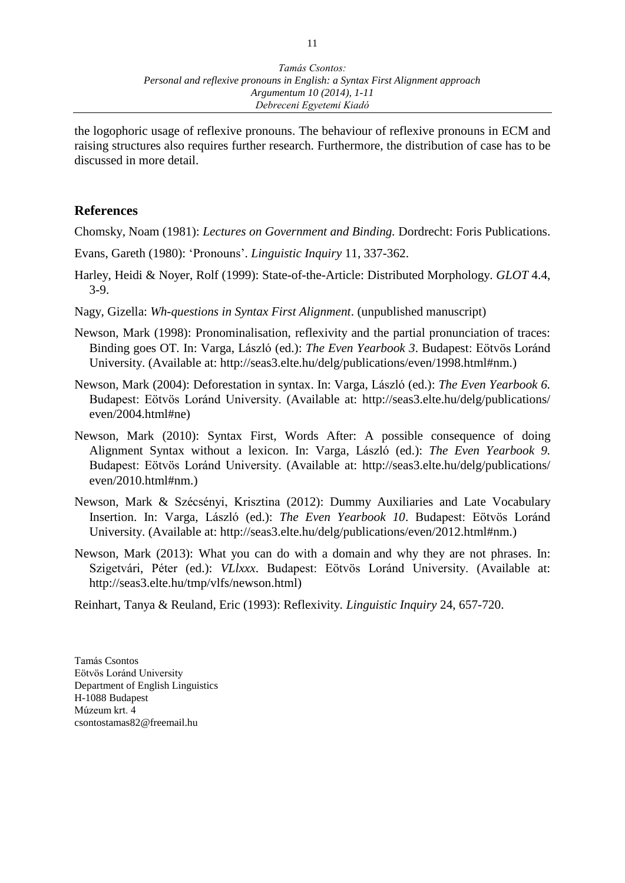the logophoric usage of reflexive pronouns. The behaviour of reflexive pronouns in ECM and raising structures also requires further research. Furthermore, the distribution of case has to be discussed in more detail.

## References

Chomsky, Noam (1981): *Lectures on Government and Binding.* Dordrecht: Foris Publications.

Evans, Gareth (1980): 'Pronouns'. *Linguistic Inquiry* 11, 337-362.

Harley, Heidi & Noyer, Rolf (1999): State-of-the-Article: Distributed Morphology. *GLOT* 4.4, 3-9.

Nagy, Gizella: *Wh-questions in Syntax First Alignment*. (unpublished manuscript)

Newson, Mark (1998): Pronominalisation, reflexivity and the partial pronunciation of traces: Binding goes OT. In: Varga, László (ed.): *The Even Yearbook 3*. Budapest: Eötvös Loránd University. (Available at: http://seas3.elte.hu/delg/publications/even/1998.html#nm.)

Newson, Mark (2004): Deforestation in syntax. In: Varga, László (ed.): *The Even Yearbook 6.* Budapest: Eötvös Loránd University. (Available at: http://seas3.elte.hu/delg/publications/even/2004.html#ne)

Newson, Mark (2010): Syntax First, Words After: A possible consequence of doing Alignment Syntax without a lexicon. In: Varga, László (ed.): *The Even Yearbook 9.* Budapest: Eötvös Loránd University. (Available at: http://seas3.elte.hu/delg/publications/even/2010.html#nm.)

Newson, Mark & Szécsényi, Krisztina (2012): Dummy Auxiliaries and Late Vocabulary Insertion. In: Varga, László (ed.): *The Even Yearbook 10*. Budapest: Eötvös Loránd University. (Available at: http://seas3.elte.hu/delg/publications/even/2012.html#nm.)

Newson, Mark (2013): What you can do with a domain and why they are not phrases. In: Szigetvári, Péter (ed.): *VLlxxx*. Budapest: Eötvös Loránd University. (Available at: http://seas3.elte.hu/tmp/vlfs/newson.html)

Reinhart, Tanya & Reuland, Eric (1993): Reflexivity. *Linguistic Inquiry* 24, 657-720.

Tamás Csontos
Eötvös Loránd University
Department of English Linguistics
H-1088 Budapest
Múzeum krt. 4
csontostamas82@freemail.hu